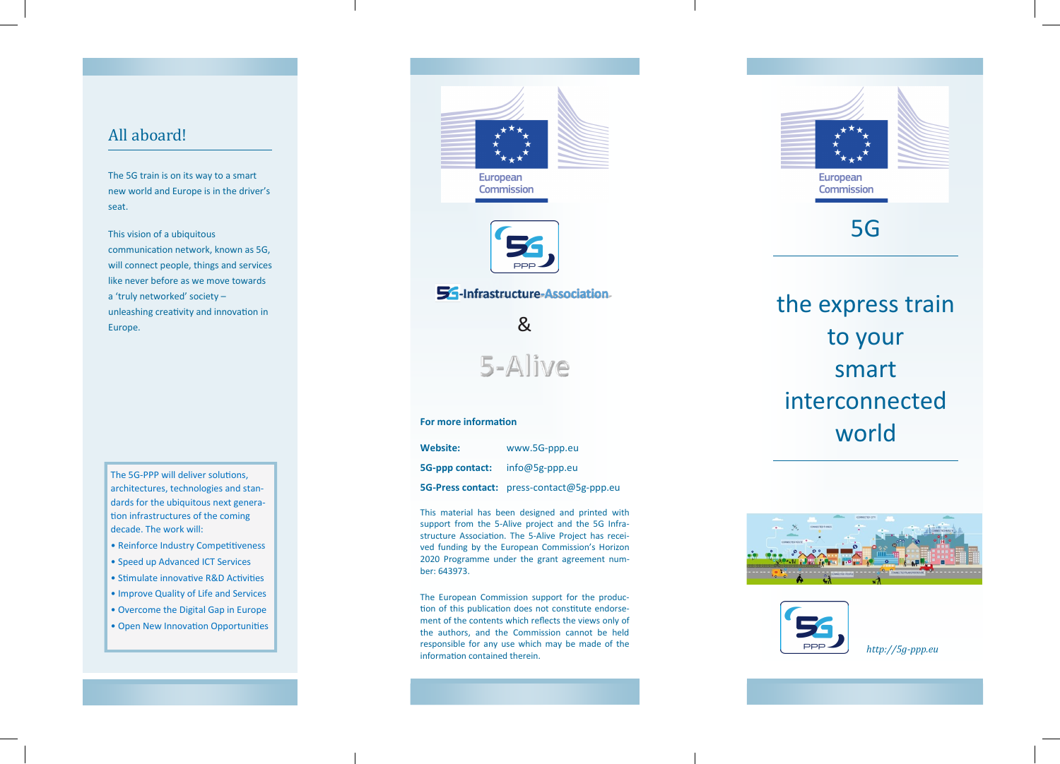## All aboard!

The 5G train is on its way to a smart new world and Europe is in the driver's seat.

This vision of a ubiquitous communication network, known as 5G, will connect people, things and services like never before as we move towards a 'truly networked' society – unleashing creativity and innovation in Europe.

The 5G-PPP will deliver solutions, architectures, technologies and standards for the ubiquitous next generation infrastructures of the coming decade. The work will:

- Reinforce Industry Competitiveness
- Speed up Advanced ICT Services
- Stimulate innovative R&D Activities
- Improve Quality of Life and Services
- Overcome the Digital Gap in Europe
- Open New Innovation Opportunities

European Commission

5G PPP

5G-Infrastructure-Association

&

5-Alive

**For more information**

**Website:** www.5G-ppp.eu

**5G-ppp contact:** info@5g-ppp.eu

**5G-Press contact:** press-contact@5g-ppp.eu

This material has been designed and printed with support from the 5-Alive project and the 5G Infrastructure Association. The 5-Alive Project has received funding from the European Commission's Horizon 2020 Programme under the grant agreement number: 643973.

The European Commission support for the production of this publication does not constitute endorsement of the contents which reflects the views only of the authors, and the Commission cannot be held responsible for any use which may be made of the information contained therein.

European Commission

# 5G

## the express train to your smart interconnected world

5G PPP

*http://5g-ppp.eu*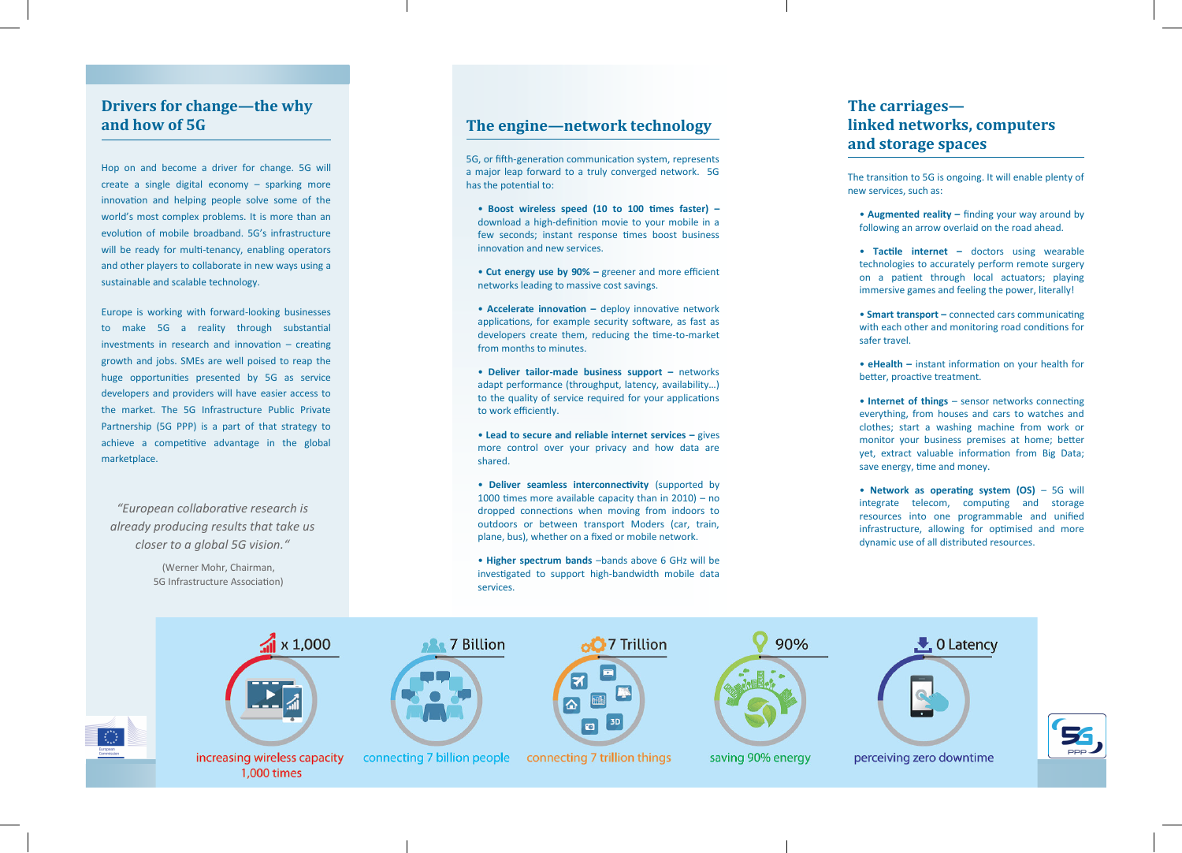## Drivers for change—the why and how of 5G

Hop on and become a driver for change. 5G will create a single digital economy – sparking more innovation and helping people solve some of the world's most complex problems. It is more than an evolution of mobile broadband. 5G's infrastructure will be ready for multi-tenancy, enabling operators and other players to collaborate in new ways using a sustainable and scalable technology.

Europe is working with forward-looking businesses to make 5G a reality through substantial investments in research and innovation – creating growth and jobs. SMEs are well poised to reap the huge opportunities presented by 5G as service developers and providers will have easier access to the market. The 5G Infrastructure Public Private Partnership (5G PPP) is a part of that strategy to achieve a competitive advantage in the global marketplace.

*"European collaborative research is already producing results that take us closer to a global 5G vision."*

(Werner Mohr, Chairman, 5G Infrastructure Association)

## The engine—network technology

5G, or fifth-generation communication system, represents a major leap forward to a truly converged network. 5G has the potential to:

- **Boost wireless speed (10 to 100 times faster) –** download a high-definition movie to your mobile in a few seconds; instant response times boost business innovation and new services.
- **Cut energy use by 90% –** greener and more efficient networks leading to massive cost savings.
- **Accelerate innovation –** deploy innovative network applications, for example security software, as fast as developers create them, reducing the time-to-market from months to minutes.
- **Deliver tailor-made business support –** networks adapt performance (throughput, latency, availability…) to the quality of service required for your applications to work efficiently.
- **Lead to secure and reliable internet services –** gives more control over your privacy and how data are shared.
- **Deliver seamless interconnectivity** (supported by 1000 times more available capacity than in 2010) – no dropped connections when moving from indoors to outdoors or between transport Moders (car, train, plane, bus), whether on a fixed or mobile network.
- **Higher spectrum bands** –bands above 6 GHz will be investigated to support high-bandwidth mobile data services.

## The carriages—linked networks, computers and storage spaces

The transition to 5G is ongoing. It will enable plenty of new services, such as:

- **Augmented reality –** finding your way around by following an arrow overlaid on the road ahead.
- **Tactile internet –** doctors using wearable technologies to accurately perform remote surgery on a patient through local actuators; playing immersive games and feeling the power, literally!
- **Smart transport –** connected cars communicating with each other and monitoring road conditions for safer travel.
- **eHealth –** instant information on your health for better, proactive treatment.
- **Internet of things** – sensor networks connecting everything, from houses and cars to watches and clothes; start a washing machine from work or monitor your business premises at home; better yet, extract valuable information from Big Data; save energy, time and money.
- **Network as operating system (OS)** – 5G will integrate telecom, computing and storage resources into one programmable and unified infrastructure, allowing for optimised and more dynamic use of all distributed resources.

x 1,000
increasing wireless capacity 1,000 times

7 Billion
connecting 7 billion people

7 Trillion
connecting 7 trillion things

90%
saving 90% energy

0 Latency
perceiving zero downtime